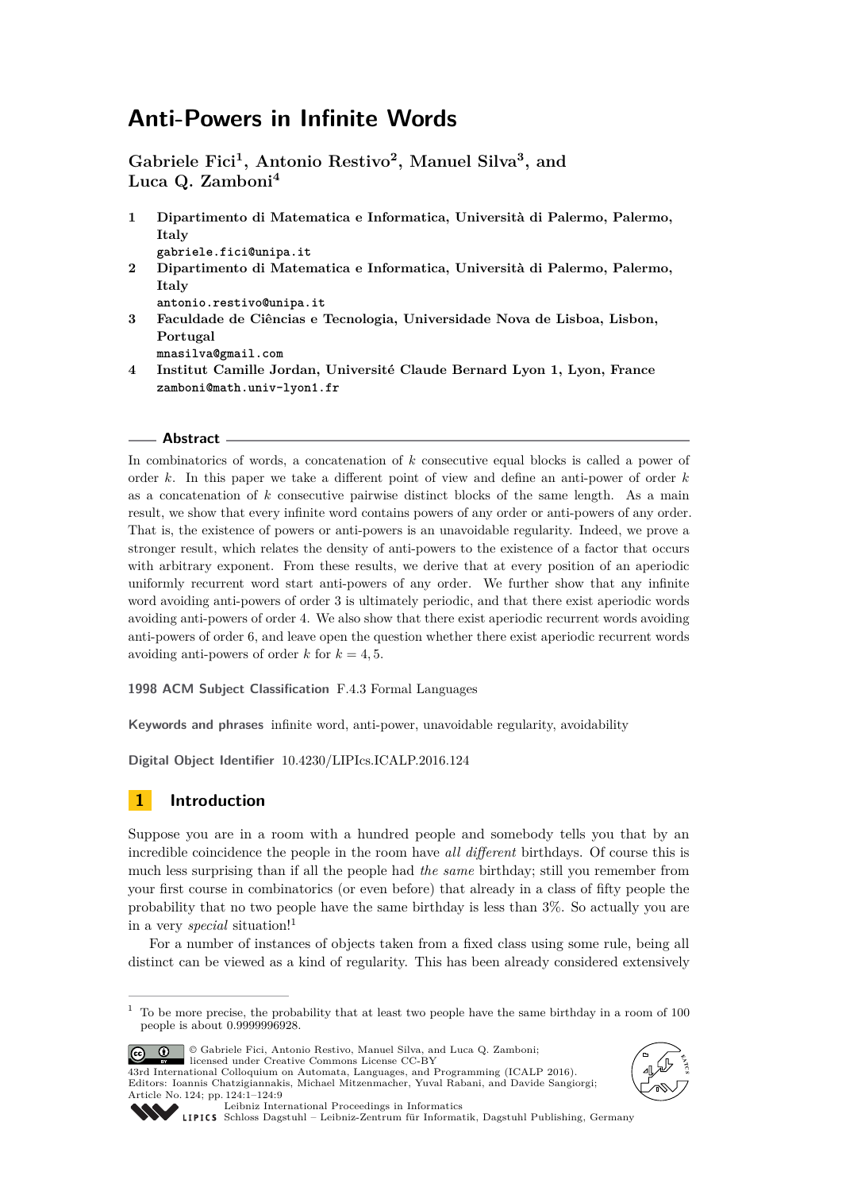# Anti-Powers in Infinite Words

**Gabriele Fici[1], Antonio Restivo[2], Manuel Silva[3], and Luca Q. Zamboni[4]**

1. **Dipartimento di Matematica e Informatica, Università di Palermo, Palermo, Italy**
   gabriele.fici@unipa.it
2. **Dipartimento di Matematica e Informatica, Università di Palermo, Palermo, Italy**
   antonio.restivo@unipa.it
3. **Faculdade de Ciências e Tecnologia, Universidade Nova de Lisboa, Lisbon, Portugal**
   mnasilva@gmail.com
4. **Institut Camille Jordan, Université Claude Bernard Lyon 1, Lyon, France**
   zamboni@math.univ-lyon1.fr

## Abstract

In combinatorics of words, a concatenation of $k$ consecutive equal blocks is called a power of order $k$. In this paper we take a different point of view and define an anti-power of order $k$ as a concatenation of $k$ consecutive pairwise distinct blocks of the same length. As a main result, we show that every infinite word contains powers of any order or anti-powers of any order. That is, the existence of powers or anti-powers is an unavoidable regularity. Indeed, we prove a stronger result, which relates the density of anti-powers to the existence of a factor that occurs with arbitrary exponent. From these results, we derive that at every position of an aperiodic uniformly recurrent word start anti-powers of any order. We further show that any infinite word avoiding anti-powers of order 3 is ultimately periodic, and that there exist aperiodic words avoiding anti-powers of order 4. We also show that there exist aperiodic recurrent words avoiding anti-powers of order 6, and leave open the question whether there exist aperiodic recurrent words avoiding anti-powers of order $k$ for $k = 4, 5$.

**1998 ACM Subject Classification** F.4.3 Formal Languages

**Keywords and phrases** infinite word, anti-power, unavoidable regularity, avoidability

**Digital Object Identifier** 10.4230/LIPIcs.ICALP.2016.124

## 1 Introduction

Suppose you are in a room with a hundred people and somebody tells you that by an incredible coincidence the people in the room have *all different* birthdays. Of course this is much less surprising than if all the people had *the same* birthday; still you remember from your first course in combinatorics (or even before) that already in a class of fifty people the probability that no two people have the same birthday is less than 3%. So actually you are in a very *special* situation![1]

For a number of instances of objects taken from a fixed class using some rule, being all distinct can be viewed as a kind of regularity. This has been already considered extensively

[1] To be more precise, the probability that at least two people have the same birthday in a room of 100 people is about 0.9999996928.

© Gabriele Fici, Antonio Restivo, Manuel Silva, and Luca Q. Zamboni; licensed under Creative Commons License CC-BY
43rd International Colloquium on Automata, Languages, and Programming (ICALP 2016).
Editors: Ioannis Chatzigiannakis, Michael Mitzenmacher, Yuval Rabani, and Davide Sangiorgi; Article No. 124; pp. 124:1–124:9
Leibniz International Proceedings in Informatics
Schloss Dagstuhl – Leibniz-Zentrum für Informatik, Dagstuhl Publishing, Germany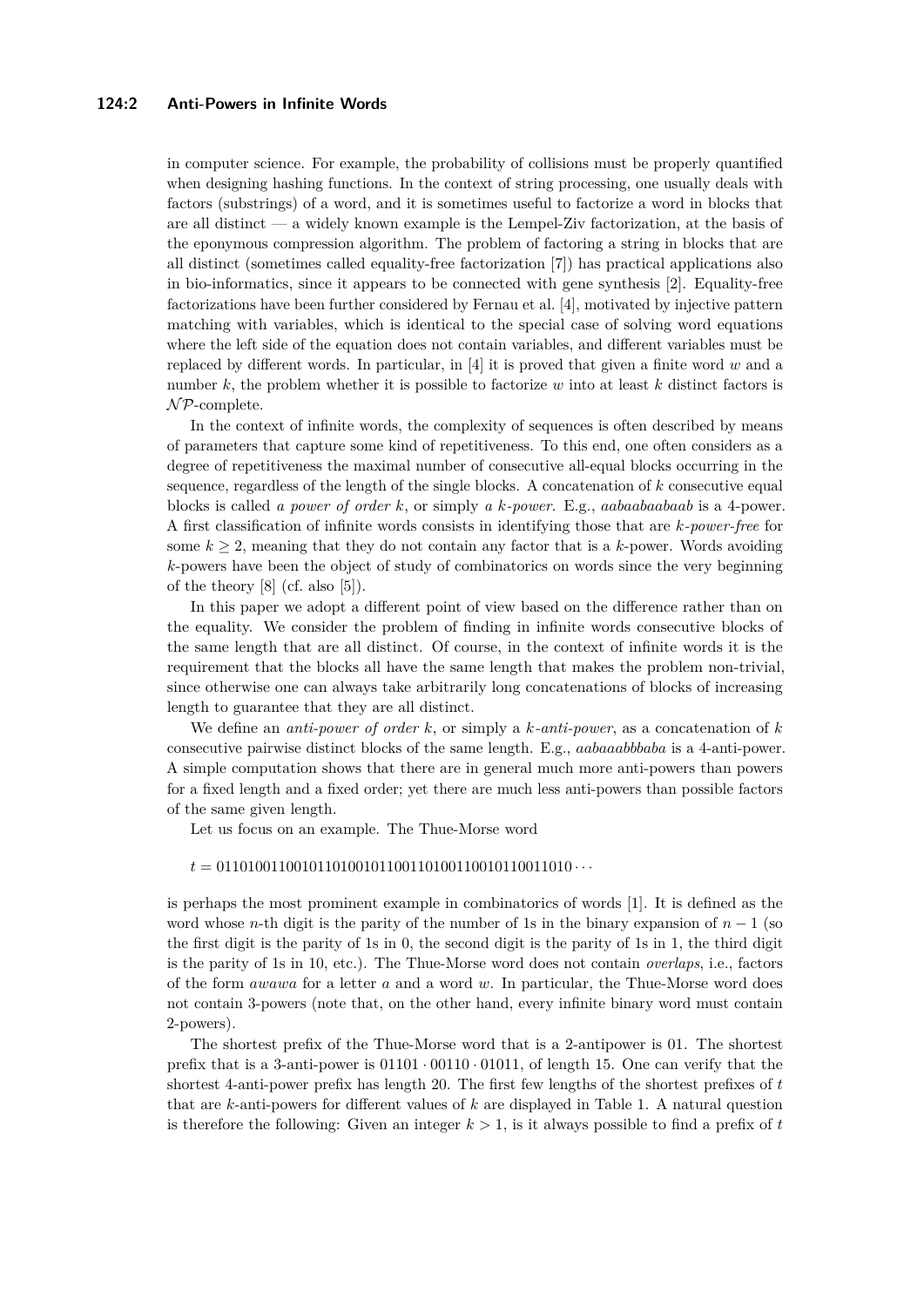in computer science. For example, the probability of collisions must be properly quantified when designing hashing functions. In the context of string processing, one usually deals with factors (substrings) of a word, and it is sometimes useful to factorize a word in blocks that are all distinct — a widely known example is the Lempel-Ziv factorization, at the basis of the eponymous compression algorithm. The problem of factoring a string in blocks that are all distinct (sometimes called equality-free factorization [7]) has practical applications also in bio-informatics, since it appears to be connected with gene synthesis [2]. Equality-free factorizations have been further considered by Fernau et al. [4], motivated by injective pattern matching with variables, which is identical to the special case of solving word equations where the left side of the equation does not contain variables, and different variables must be replaced by different words. In particular, in [4] it is proved that given a finite word $w$ and a number $k$, the problem whether it is possible to factorize $w$ into at least $k$ distinct factors is $\mathcal{NP}$-complete.

In the context of infinite words, the complexity of sequences is often described by means of parameters that capture some kind of repetitiveness. To this end, one often considers as a degree of repetitiveness the maximal number of consecutive all-equal blocks occurring in the sequence, regardless of the length of the single blocks. A concatenation of $k$ consecutive equal blocks is called *a power of order k*, or simply *a k-power*. E.g., *aabaabaabaab* is a 4-power. A first classification of infinite words consists in identifying those that are *k-power-free* for some $k \geq 2$, meaning that they do not contain any factor that is a $k$-power. Words avoiding $k$-powers have been the object of study of combinatorics on words since the very beginning of the theory [8] (cf. also [5]).

In this paper we adopt a different point of view based on the difference rather than on the equality. We consider the problem of finding in infinite words consecutive blocks of the same length that are all distinct. Of course, in the context of infinite words it is the requirement that the blocks all have the same length that makes the problem non-trivial, since otherwise one can always take arbitrarily long concatenations of blocks of increasing length to guarantee that they are all distinct.

We define an *anti-power of order k*, or simply a *k-anti-power*, as a concatenation of $k$ consecutive pairwise distinct blocks of the same length. E.g., *aabaaabbbaba* is a 4-anti-power. A simple computation shows that there are in general much more anti-powers than powers for a fixed length and a fixed order; yet there are much less anti-powers than possible factors of the same given length.

Let us focus on an example. The Thue-Morse word

$t = 0110100110010110100101100110100110010110011010 \cdots$

is perhaps the most prominent example in combinatorics of words [1]. It is defined as the word whose $n$-th digit is the parity of the number of 1s in the binary expansion of $n-1$ (so the first digit is the parity of 1s in 0, the second digit is the parity of 1s in 1, the third digit is the parity of 1s in 10, etc.). The Thue-Morse word does not contain *overlaps*, i.e., factors of the form *awawa* for a letter $a$ and a word $w$. In particular, the Thue-Morse word does not contain 3-powers (note that, on the other hand, every infinite binary word must contain 2-powers).

The shortest prefix of the Thue-Morse word that is a 2-antipower is 01. The shortest prefix that is a 3-anti-power is $01101 \cdot 00110 \cdot 01011$, of length 15. One can verify that the shortest 4-anti-power prefix has length 20. The first few lengths of the shortest prefixes of $t$ that are $k$-anti-powers for different values of $k$ are displayed in Table 1. A natural question is therefore the following: Given an integer $k > 1$, is it always possible to find a prefix of $t$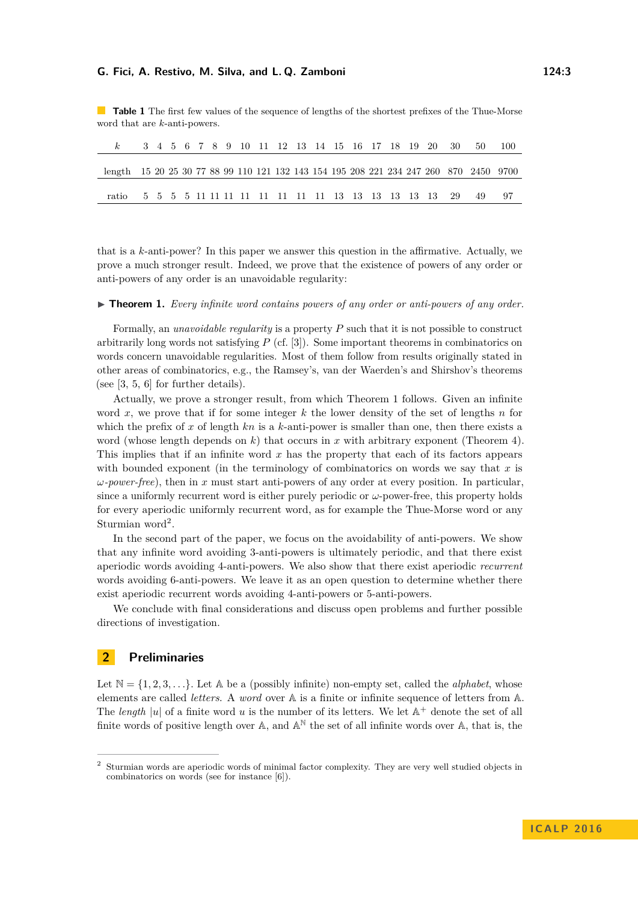**Table 1** The first few values of the sequence of lengths of the shortest prefixes of the Thue-Morse word that are $k$-anti-powers.

| $k$ | 3 | 4 | 5 | 6 | 7 | 8 | 9 | 10 | 11 | 12 | 13 | 14 | 15 | 16 | 17 | 18 | 19 | 20 | 30 | 50 | 100 |
|---|---|---|---|---|---|---|---|---|---|---|---|---|---|---|---|---|---|---|---|---|---|
| length | 15 | 20 | 25 | 30 | 77 | 88 | 99 | 110 | 121 | 132 | 143 | 154 | 195 | 208 | 221 | 234 | 247 | 260 | 870 | 2450 | 9700 |
| ratio | 5 | 5 | 5 | 5 | 11 | 11 | 11 | 11 | 11 | 11 | 11 | 11 | 13 | 13 | 13 | 13 | 13 | 13 | 29 | 49 | 97 |

that is a $k$-anti-power? In this paper we answer this question in the affirmative. Actually, we prove a much stronger result. Indeed, we prove that the existence of powers of any order or anti-powers of any order is an unavoidable regularity:

▶ **Theorem 1.** *Every infinite word contains powers of any order or anti-powers of any order.*

Formally, an *unavoidable regularity* is a property $P$ such that it is not possible to construct arbitrarily long words not satisfying $P$ (cf. [3]). Some important theorems in combinatorics on words concern unavoidable regularities. Most of them follow from results originally stated in other areas of combinatorics, e.g., the Ramsey's, van der Waerden's and Shirshov's theorems (see [3, 5, 6] for further details).

Actually, we prove a stronger result, from which Theorem 1 follows. Given an infinite word $x$, we prove that if for some integer $k$ the lower density of the set of lengths $n$ for which the prefix of $x$ of length $kn$ is a $k$-anti-power is smaller than one, then there exists a word (whose length depends on $k$) that occurs in $x$ with arbitrary exponent (Theorem 4). This implies that if an infinite word $x$ has the property that each of its factors appears with bounded exponent (in the terminology of combinatorics on words we say that $x$ is *$\omega$-power-free*), then in $x$ must start anti-powers of any order at every position. In particular, since a uniformly recurrent word is either purely periodic or $\omega$-power-free, this property holds for every aperiodic uniformly recurrent word, as for example the Thue-Morse word or any Sturmian word[2].

In the second part of the paper, we focus on the avoidability of anti-powers. We show that any infinite word avoiding 3-anti-powers is ultimately periodic, and that there exist aperiodic words avoiding 4-anti-powers. We also show that there exist aperiodic *recurrent* words avoiding 6-anti-powers. We leave it as an open question to determine whether there exist aperiodic recurrent words avoiding 4-anti-powers or 5-anti-powers.

We conclude with final considerations and discuss open problems and further possible directions of investigation.

## 2 Preliminaries

Let $\mathbb{N} = \{1, 2, 3, \ldots\}$. Let $\mathbb{A}$ be a (possibly infinite) non-empty set, called the *alphabet*, whose elements are called *letters*. A *word* over $\mathbb{A}$ is a finite or infinite sequence of letters from $\mathbb{A}$. The *length* $|u|$ of a finite word $u$ is the number of its letters. We let $\mathbb{A}^+$ denote the set of all finite words of positive length over $\mathbb{A}$, and $\mathbb{A}^{\mathbb{N}}$ the set of all infinite words over $\mathbb{A}$, that is, the

[2] Sturmian words are aperiodic words of minimal factor complexity. They are very well studied objects in combinatorics on words (see for instance [6]).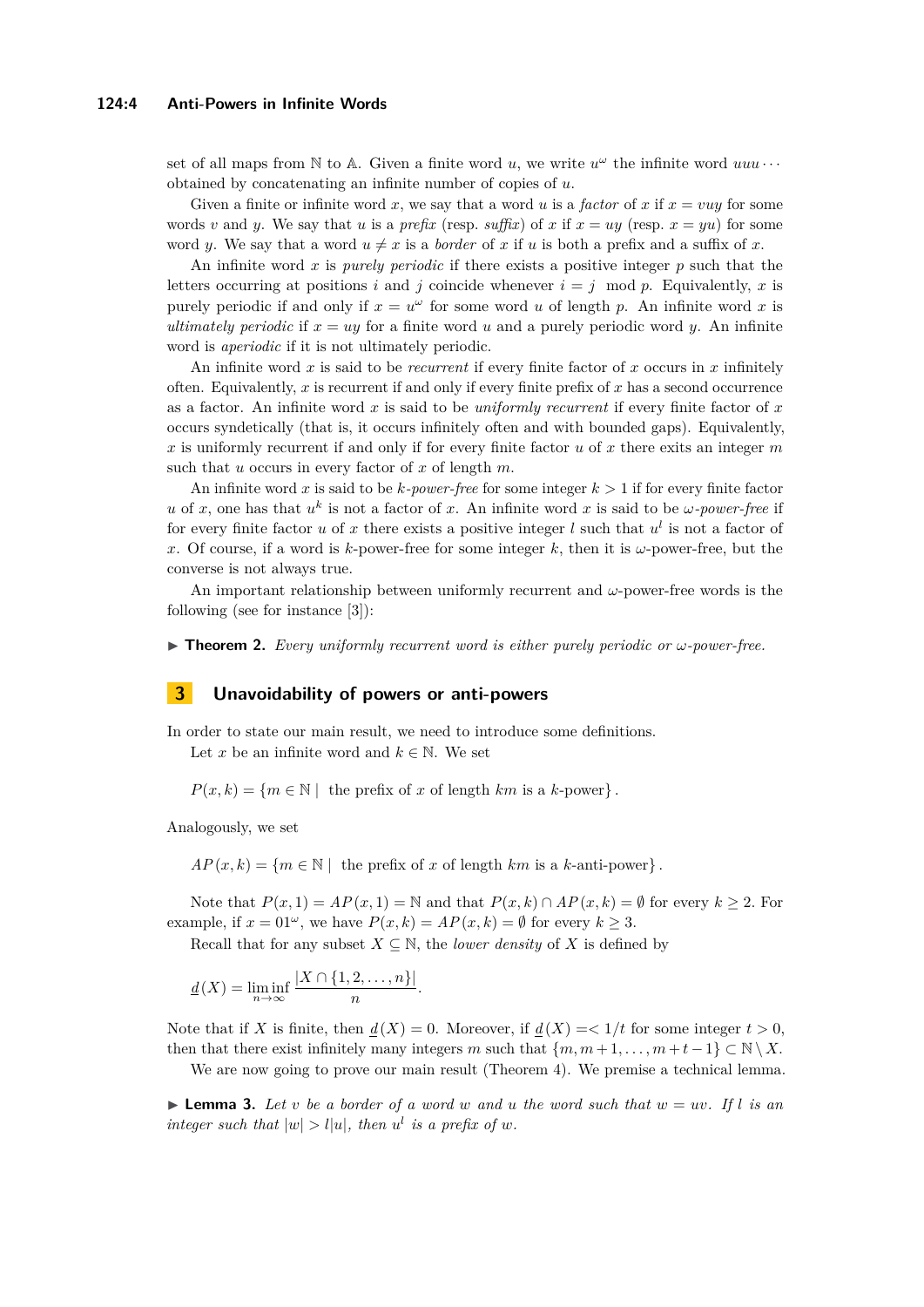set of all maps from $\mathbb{N}$ to $\mathbb{A}$. Given a finite word $u$, we write $u^\omega$ the infinite word $uuu\cdots$ obtained by concatenating an infinite number of copies of $u$.

Given a finite or infinite word $x$, we say that a word $u$ is a *factor* of $x$ if $x = vuy$ for some words $v$ and $y$. We say that $u$ is a *prefix* (resp. *suffix*) of $x$ if $x = uy$ (resp. $x = yu$) for some word $y$. We say that a word $u \neq x$ is a *border* of $x$ if $u$ is both a prefix and a suffix of $x$.

An infinite word $x$ is *purely periodic* if there exists a positive integer $p$ such that the letters occurring at positions $i$ and $j$ coincide whenever $i = j \mod p$. Equivalently, $x$ is purely periodic if and only if $x = u^\omega$ for some word $u$ of length $p$. An infinite word $x$ is *ultimately periodic* if $x = uy$ for a finite word $u$ and a purely periodic word $y$. An infinite word is *aperiodic* if it is not ultimately periodic.

An infinite word $x$ is said to be *recurrent* if every finite factor of $x$ occurs in $x$ infinitely often. Equivalently, $x$ is recurrent if and only if every finite prefix of $x$ has a second occurrence as a factor. An infinite word $x$ is said to be *uniformly recurrent* if every finite factor of $x$ occurs syndetically (that is, it occurs infinitely often and with bounded gaps). Equivalently, $x$ is uniformly recurrent if and only if for every finite factor $u$ of $x$ there exits an integer $m$ such that $u$ occurs in every factor of $x$ of length $m$.

An infinite word $x$ is said to be *$k$-power-free* for some integer $k > 1$ if for every finite factor $u$ of $x$, one has that $u^k$ is not a factor of $x$. An infinite word $x$ is said to be *$\omega$-power-free* if for every finite factor $u$ of $x$ there exists a positive integer $l$ such that $u^l$ is not a factor of $x$. Of course, if a word is $k$-power-free for some integer $k$, then it is $\omega$-power-free, but the converse is not always true.

An important relationship between uniformly recurrent and $\omega$-power-free words is the following (see for instance [3]):

▶ **Theorem 2.** *Every uniformly recurrent word is either purely periodic or $\omega$-power-free.*

## 3 Unavoidability of powers or anti-powers

In order to state our main result, we need to introduce some definitions.

Let $x$ be an infinite word and $k \in \mathbb{N}$. We set

$$P(x, k) = \{m \in \mathbb{N} \mid \text{ the prefix of } x \text{ of length } km \text{ is a } k\text{-power}\}.$$

Analogously, we set

$$AP(x, k) = \{m \in \mathbb{N} \mid \text{ the prefix of } x \text{ of length } km \text{ is a } k\text{-anti-power}\}.$$

Note that $P(x, 1) = AP(x, 1) = \mathbb{N}$ and that $P(x, k) \cap AP(x, k) = \emptyset$ for every $k \geq 2$. For example, if $x = 01^\omega$, we have $P(x, k) = AP(x, k) = \emptyset$ for every $k \geq 3$.

Recall that for any subset $X \subseteq \mathbb{N}$, the *lower density* of $X$ is defined by

$$\underline{d}(X) = \liminf_{n\to\infty} \frac{|X \cap \{1, 2, \ldots, n\}|}{n}.$$

Note that if $X$ is finite, then $\underline{d}(X) = 0$. Moreover, if $\underline{d}(X) =< 1/t$ for some integer $t > 0$, then that there exist infinitely many integers $m$ such that $\{m, m+1, \ldots, m+t-1\} \subset \mathbb{N} \setminus X$.

We are now going to prove our main result (Theorem 4). We premise a technical lemma.

▶ **Lemma 3.** *Let $v$ be a border of a word $w$ and $u$ the word such that $w = uv$. If $l$ is an integer such that $|w| > l|u|$, then $u^l$ is a prefix of $w$.*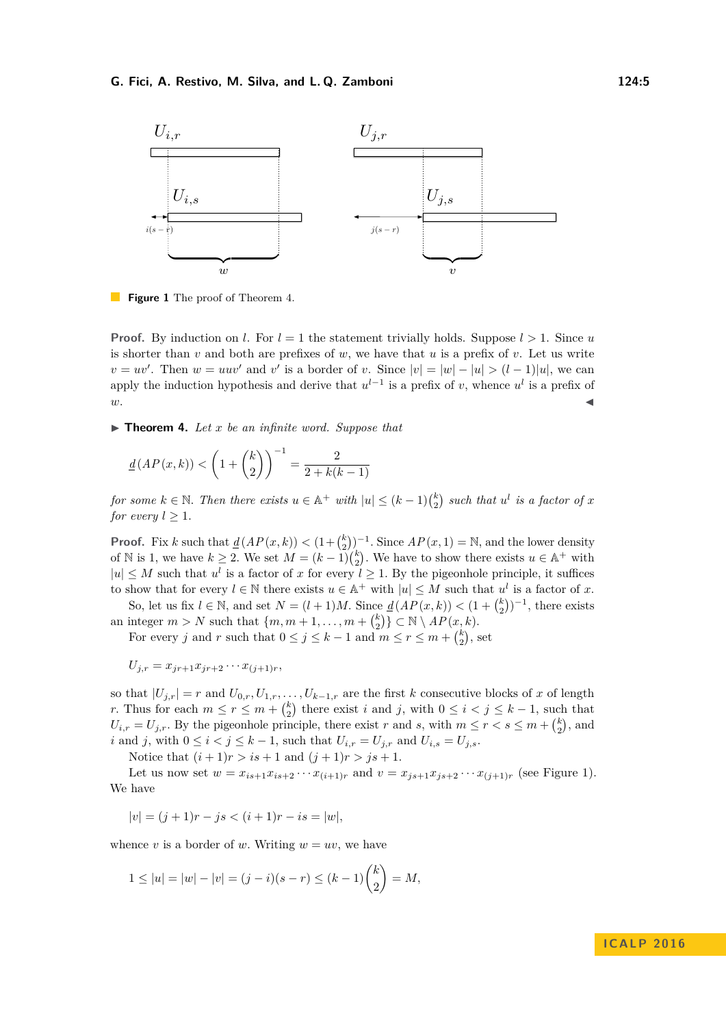**Figure 1** The proof of Theorem 4.

**Proof.** By induction on $l$. For $l = 1$ the statement trivially holds. Suppose $l > 1$. Since $u$ is shorter than $v$ and both are prefixes of $w$, we have that $u$ is a prefix of $v$. Let us write $v = uv'$. Then $w = uuv'$ and $v'$ is a border of $v$. Since $|v| = |w| - |u| > (l-1)|u|$, we can apply the induction hypothesis and derive that $u^{l-1}$ is a prefix of $v$, whence $u^l$ is a prefix of $w$. ◀

▶ **Theorem 4.** *Let $x$ be an infinite word. Suppose that*

$$\underline{d}(AP(x,k)) < \left(1 + \binom{k}{2}\right)^{-1} = \frac{2}{2 + k(k-1)}$$

*for some $k \in \mathbb{N}$. Then there exists $u \in \mathbb{A}^+$ with $|u| \leq (k-1)\binom{k}{2}$ such that $u^l$ is a factor of $x$ for every $l \geq 1$.*

**Proof.** Fix $k$ such that $\underline{d}(AP(x,k)) < (1+\binom{k}{2})^{-1}$. Since $AP(x,1) = \mathbb{N}$, and the lower density of $\mathbb{N}$ is 1, we have $k \geq 2$. We set $M = (k-1)\binom{k}{2}$. We have to show there exists $u \in \mathbb{A}^+$ with $|u| \leq M$ such that $u^l$ is a factor of $x$ for every $l \geq 1$. By the pigeonhole principle, it suffices to show that for every $l \in \mathbb{N}$ there exists $u \in \mathbb{A}^+$ with $|u| \leq M$ such that $u^l$ is a factor of $x$.

So, let us fix $l \in \mathbb{N}$, and set $N = (l+1)M$. Since $\underline{d}(AP(x,k)) < (1 + \binom{k}{2})^{-1}$, there exists an integer $m > N$ such that $\{m, m+1, \ldots, m+\binom{k}{2}\} \subset \mathbb{N} \setminus AP(x,k)$.

For every $j$ and $r$ such that $0 \leq j \leq k-1$ and $m \leq r \leq m + \binom{k}{2}$, set

$$U_{j,r} = x_{jr+1}x_{jr+2}\cdots x_{(j+1)r},$$

so that $|U_{j,r}| = r$ and $U_{0,r}, U_{1,r}, \ldots, U_{k-1,r}$ are the first $k$ consecutive blocks of $x$ of length $r$. Thus for each $m \leq r \leq m + \binom{k}{2}$ there exist $i$ and $j$, with $0 \leq i < j \leq k-1$, such that $U_{i,r} = U_{j,r}$. By the pigeonhole principle, there exist $r$ and $s$, with $m \leq r < s \leq m + \binom{k}{2}$, and $i$ and $j$, with $0 \leq i < j \leq k-1$, such that $U_{i,r} = U_{j,r}$ and $U_{i,s} = U_{j,s}$.

Notice that $(i+1)r > is + 1$ and $(j+1)r > js + 1$.

Let us now set $w = x_{is+1}x_{is+2}\cdots x_{(i+1)r}$ and $v = x_{js+1}x_{js+2}\cdots x_{(j+1)r}$ (see Figure 1). We have

$$|v| = (j+1)r - js < (i+1)r - is = |w|,$$

whence $v$ is a border of $w$. Writing $w = uv$, we have

$$1 \leq |u| = |w| - |v| = (j-i)(s-r) \leq (k-1)\binom{k}{2} = M,$$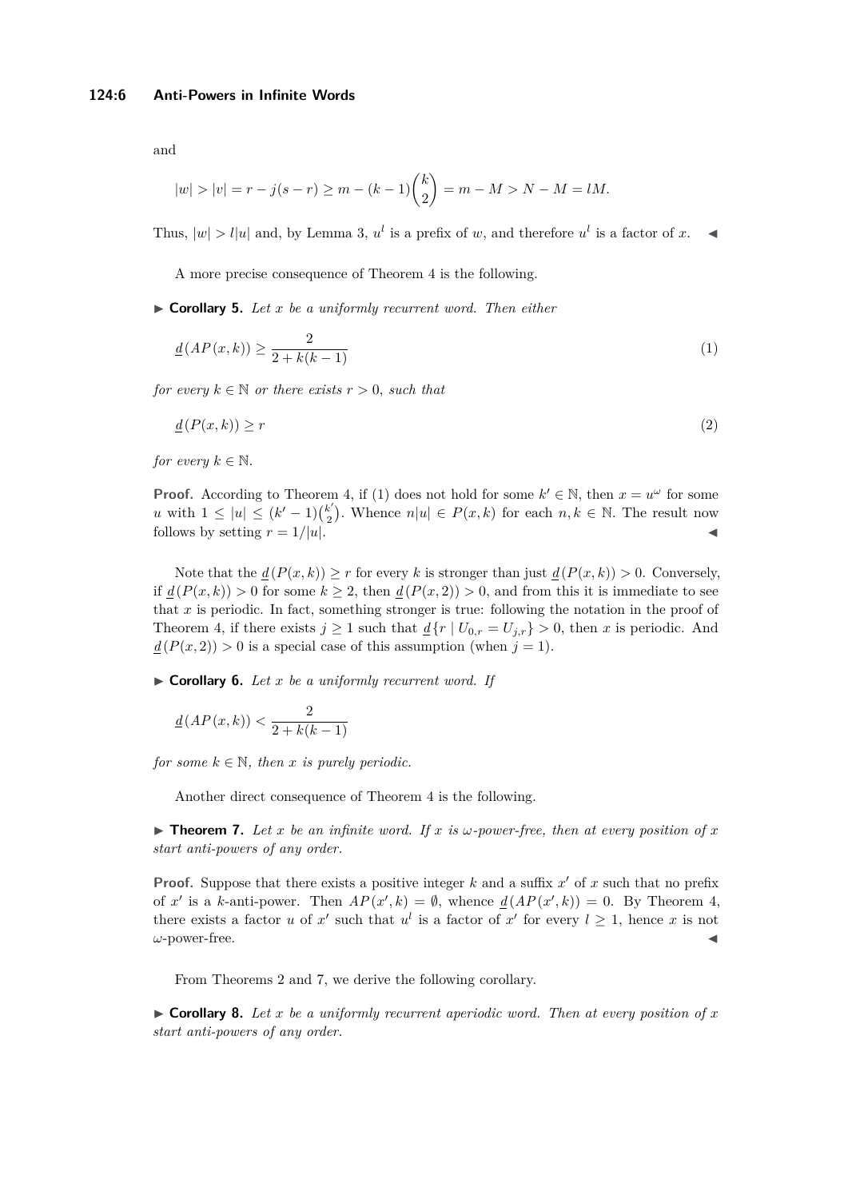and

$$|w| > |v| = r - j(s-r) \geq m - (k-1)\binom{k}{2} = m - M > N - M = lM.$$

Thus, $|w| > l|u|$ and, by Lemma 3, $u^l$ is a prefix of $w$, and therefore $u^l$ is a factor of $x$. ◀

A more precise consequence of Theorem 4 is the following.

▶ **Corollary 5.** *Let $x$ be a uniformly recurrent word. Then either*

$$\underline{d}(AP(x,k)) \geq \frac{2}{2+k(k-1)} \tag{1}$$

*for every $k \in \mathbb{N}$ or there exists $r > 0$, such that*

$$\underline{d}(P(x,k)) \geq r \tag{2}$$

*for every $k \in \mathbb{N}$.*

**Proof.** According to Theorem 4, if (1) does not hold for some $k' \in \mathbb{N}$, then $x = u^\omega$ for some $u$ with $1 \leq |u| \leq (k'-1)\binom{k'}{2}$. Whence $n|u| \in P(x,k)$ for each $n, k \in \mathbb{N}$. The result now follows by setting $r = 1/|u|$. ◀

Note that the $\underline{d}(P(x,k)) \geq r$ for every $k$ is stronger than just $\underline{d}(P(x,k)) > 0$. Conversely, if $\underline{d}(P(x,k)) > 0$ for some $k \geq 2$, then $\underline{d}(P(x,2)) > 0$, and from this it is immediate to see that $x$ is periodic. In fact, something stronger is true: following the notation in the proof of Theorem 4, if there exists $j \geq 1$ such that $\underline{d}\{r \mid U_{0,r} = U_{j,r}\} > 0$, then $x$ is periodic. And $\underline{d}(P(x,2)) > 0$ is a special case of this assumption (when $j = 1$).

▶ **Corollary 6.** *Let $x$ be a uniformly recurrent word. If*

$$\underline{d}(AP(x,k)) < \frac{2}{2+k(k-1)}$$

*for some $k \in \mathbb{N}$, then $x$ is purely periodic.*

Another direct consequence of Theorem 4 is the following.

▶ **Theorem 7.** *Let $x$ be an infinite word. If $x$ is $\omega$-power-free, then at every position of $x$ start anti-powers of any order.*

**Proof.** Suppose that there exists a positive integer $k$ and a suffix $x'$ of $x$ such that no prefix of $x'$ is a $k$-anti-power. Then $AP(x',k) = \emptyset$, whence $\underline{d}(AP(x',k)) = 0$. By Theorem 4, there exists a factor $u$ of $x'$ such that $u^l$ is a factor of $x'$ for every $l \geq 1$, hence $x$ is not $\omega$-power-free. ◀

From Theorems 2 and 7, we derive the following corollary.

▶ **Corollary 8.** *Let $x$ be a uniformly recurrent aperiodic word. Then at every position of $x$ start anti-powers of any order.*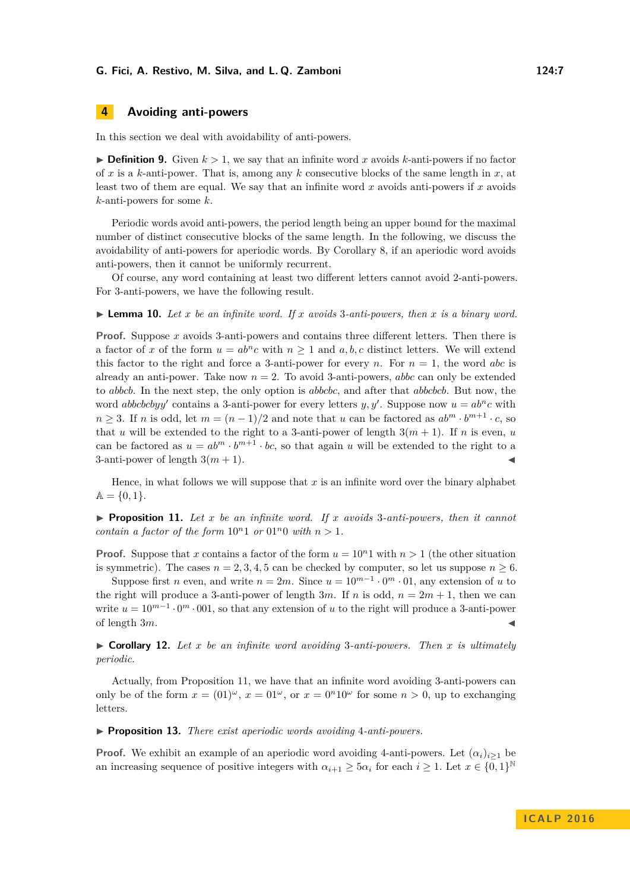## 4 Avoiding anti-powers

In this section we deal with avoidability of anti-powers.

▶ **Definition 9.** Given $k > 1$, we say that an infinite word $x$ avoids $k$-anti-powers if no factor of $x$ is a $k$-anti-power. That is, among any $k$ consecutive blocks of the same length in $x$, at least two of them are equal. We say that an infinite word $x$ avoids anti-powers if $x$ avoids $k$-anti-powers for some $k$.

Periodic words avoid anti-powers, the period length being an upper bound for the maximal number of distinct consecutive blocks of the same length. In the following, we discuss the avoidability of anti-powers for aperiodic words. By Corollary 8, if an aperiodic word avoids anti-powers, then it cannot be uniformly recurrent.

Of course, any word containing at least two different letters cannot avoid 2-anti-powers. For 3-anti-powers, we have the following result.

▶ **Lemma 10.** *Let $x$ be an infinite word. If $x$ avoids 3-anti-powers, then $x$ is a binary word.*

**Proof.** Suppose $x$ avoids 3-anti-powers and contains three different letters. Then there is a factor of $x$ of the form $u = ab^nc$ with $n \geq 1$ and $a, b, c$ distinct letters. We will extend this factor to the right and force a 3-anti-power for every $n$. For $n = 1$, the word $abc$ is already an anti-power. Take now $n = 2$. To avoid 3-anti-powers, $abbc$ can only be extended to $abbcb$. In the next step, the only option is $abbcbc$, and after that $abbcbcb$. But now, the word $abbcbcbyy'$ contains a 3-anti-power for every letters $y, y'$. Suppose now $u = ab^nc$ with $n \geq 3$. If $n$ is odd, let $m = (n-1)/2$ and note that $u$ can be factored as $ab^m \cdot b^{m+1} \cdot c$, so that $u$ will be extended to the right to a 3-anti-power of length $3(m+1)$. If $n$ is even, $u$ can be factored as $u = ab^m \cdot b^{m+1} \cdot bc$, so that again $u$ will be extended to the right to a 3-anti-power of length $3(m+1)$. ◀

Hence, in what follows we will suppose that $x$ is an infinite word over the binary alphabet $\mathbb{A} = \{0, 1\}$.

▶ **Proposition 11.** *Let $x$ be an infinite word. If $x$ avoids 3-anti-powers, then it cannot contain a factor of the form $10^n1$ or $01^n0$ with $n > 1$.*

**Proof.** Suppose that $x$ contains a factor of the form $u = 10^n1$ with $n > 1$ (the other situation is symmetric). The cases $n = 2, 3, 4, 5$ can be checked by computer, so let us suppose $n \geq 6$.

Suppose first $n$ even, and write $n = 2m$. Since $u = 10^{m-1} \cdot 0^m \cdot 01$, any extension of $u$ to the right will produce a 3-anti-power of length $3m$. If $n$ is odd, $n = 2m + 1$, then we can write $u = 10^{m-1} \cdot 0^m \cdot 001$, so that any extension of $u$ to the right will produce a 3-anti-power of length $3m$. ◀

▶ **Corollary 12.** *Let $x$ be an infinite word avoiding 3-anti-powers. Then $x$ is ultimately periodic.*

Actually, from Proposition 11, we have that an infinite word avoiding 3-anti-powers can only be of the form $x = (01)^\omega$, $x = 01^\omega$, or $x = 0^n10^\omega$ for some $n > 0$, up to exchanging letters.

▶ **Proposition 13.** *There exist aperiodic words avoiding 4-anti-powers.*

**Proof.** We exhibit an example of an aperiodic word avoiding 4-anti-powers. Let $(\alpha_i)_{i\geq 1}$ be an increasing sequence of positive integers with $\alpha_{i+1} \geq 5\alpha_i$ for each $i \geq 1$. Let $x \in \{0,1\}^\mathbb{N}$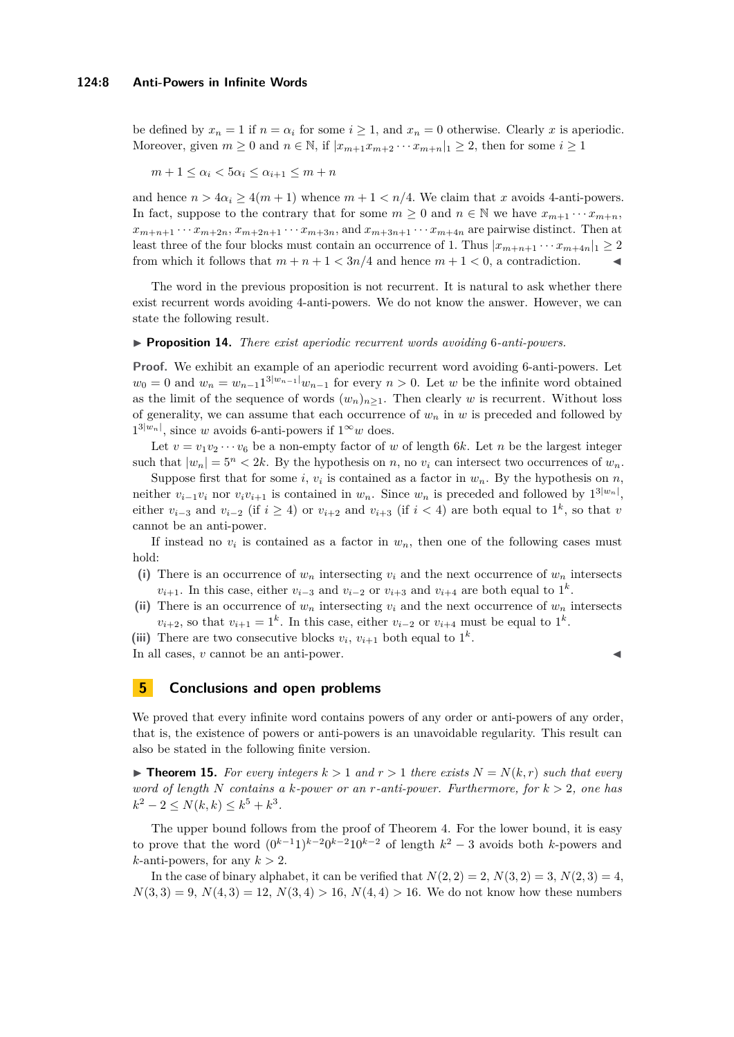be defined by $x_n = 1$ if $n = \alpha_i$ for some $i \geq 1$, and $x_n = 0$ otherwise. Clearly $x$ is aperiodic. Moreover, given $m \geq 0$ and $n \in \mathbb{N}$, if $|x_{m+1}x_{m+2}\cdots x_{m+n}|_1 \geq 2$, then for some $i \geq 1$

$$m + 1 \leq \alpha_i < 5\alpha_i \leq \alpha_{i+1} \leq m + n$$

and hence $n > 4\alpha_i \geq 4(m+1)$ whence $m + 1 < n/4$. We claim that $x$ avoids 4-anti-powers. In fact, suppose to the contrary that for some $m \geq 0$ and $n \in \mathbb{N}$ we have $x_{m+1}\cdots x_{m+n}$, $x_{m+n+1}\cdots x_{m+2n}$, $x_{m+2n+1}\cdots x_{m+3n}$, and $x_{m+3n+1}\cdots x_{m+4n}$ are pairwise distinct. Then at least three of the four blocks must contain an occurrence of 1. Thus $|x_{m+n+1}\cdots x_{m+4n}|_1 \geq 2$ from which it follows that $m + n + 1 < 3n/4$ and hence $m + 1 < 0$, a contradiction. ◀

The word in the previous proposition is not recurrent. It is natural to ask whether there exist recurrent words avoiding 4-anti-powers. We do not know the answer. However, we can state the following result.

▶ **Proposition 14.** *There exist aperiodic recurrent words avoiding 6-anti-powers.*

**Proof.** We exhibit an example of an aperiodic recurrent word avoiding 6-anti-powers. Let $w_0 = 0$ and $w_n = w_{n-1}1^{3|w_{n-1}|}w_{n-1}$ for every $n > 0$. Let $w$ be the infinite word obtained as the limit of the sequence of words $(w_n)_{n\geq 1}$. Then clearly $w$ is recurrent. Without loss of generality, we can assume that each occurrence of $w_n$ in $w$ is preceded and followed by $1^{3|w_n|}$, since $w$ avoids 6-anti-powers if $1^\infty w$ does.

Let $v = v_1v_2\cdots v_6$ be a non-empty factor of $w$ of length $6k$. Let $n$ be the largest integer such that $|w_n| = 5^n < 2k$. By the hypothesis on $n$, no $v_i$ can intersect two occurrences of $w_n$.

Suppose first that for some $i$, $v_i$ is contained as a factor in $w_n$. By the hypothesis on $n$, neither $v_{i-1}v_i$ nor $v_iv_{i+1}$ is contained in $w_n$. Since $w_n$ is preceded and followed by $1^{3|w_n|}$, either $v_{i-3}$ and $v_{i-2}$ (if $i \geq 4$) or $v_{i+2}$ and $v_{i+3}$ (if $i < 4$) are both equal to $1^k$, so that $v$ cannot be an anti-power.

If instead no $v_i$ is contained as a factor in $w_n$, then one of the following cases must hold:

**(i)** There is an occurrence of $w_n$ intersecting $v_i$ and the next occurrence of $w_n$ intersects $v_{i+1}$. In this case, either $v_{i-3}$ and $v_{i-2}$ or $v_{i+3}$ and $v_{i+4}$ are both equal to $1^k$.

**(ii)** There is an occurrence of $w_n$ intersecting $v_i$ and the next occurrence of $w_n$ intersects $v_{i+2}$, so that $v_{i+1} = 1^k$. In this case, either $v_{i-2}$ or $v_{i+4}$ must be equal to $1^k$.

**(iii)** There are two consecutive blocks $v_i$, $v_{i+1}$ both equal to $1^k$.

In all cases, $v$ cannot be an anti-power. ◀

## 5 Conclusions and open problems

We proved that every infinite word contains powers of any order or anti-powers of any order, that is, the existence of powers or anti-powers is an unavoidable regularity. This result can also be stated in the following finite version.

▶ **Theorem 15.** *For every integers $k > 1$ and $r > 1$ there exists $N = N(k, r)$ such that every word of length $N$ contains a $k$-power or an $r$-anti-power. Furthermore, for $k > 2$, one has $k^2 - 2 \leq N(k, k) \leq k^5 + k^3$.*

The upper bound follows from the proof of Theorem 4. For the lower bound, it is easy to prove that the word $(0^{k-1}1)^{k-2}0^{k-2}10^{k-2}$ of length $k^2 - 3$ avoids both $k$-powers and $k$-anti-powers, for any $k > 2$.

In the case of binary alphabet, it can be verified that $N(2, 2) = 2$, $N(3, 2) = 3$, $N(2, 3) = 4$, $N(3, 3) = 9$, $N(4, 3) = 12$, $N(3, 4) > 16$, $N(4, 4) > 16$. We do not know how these numbers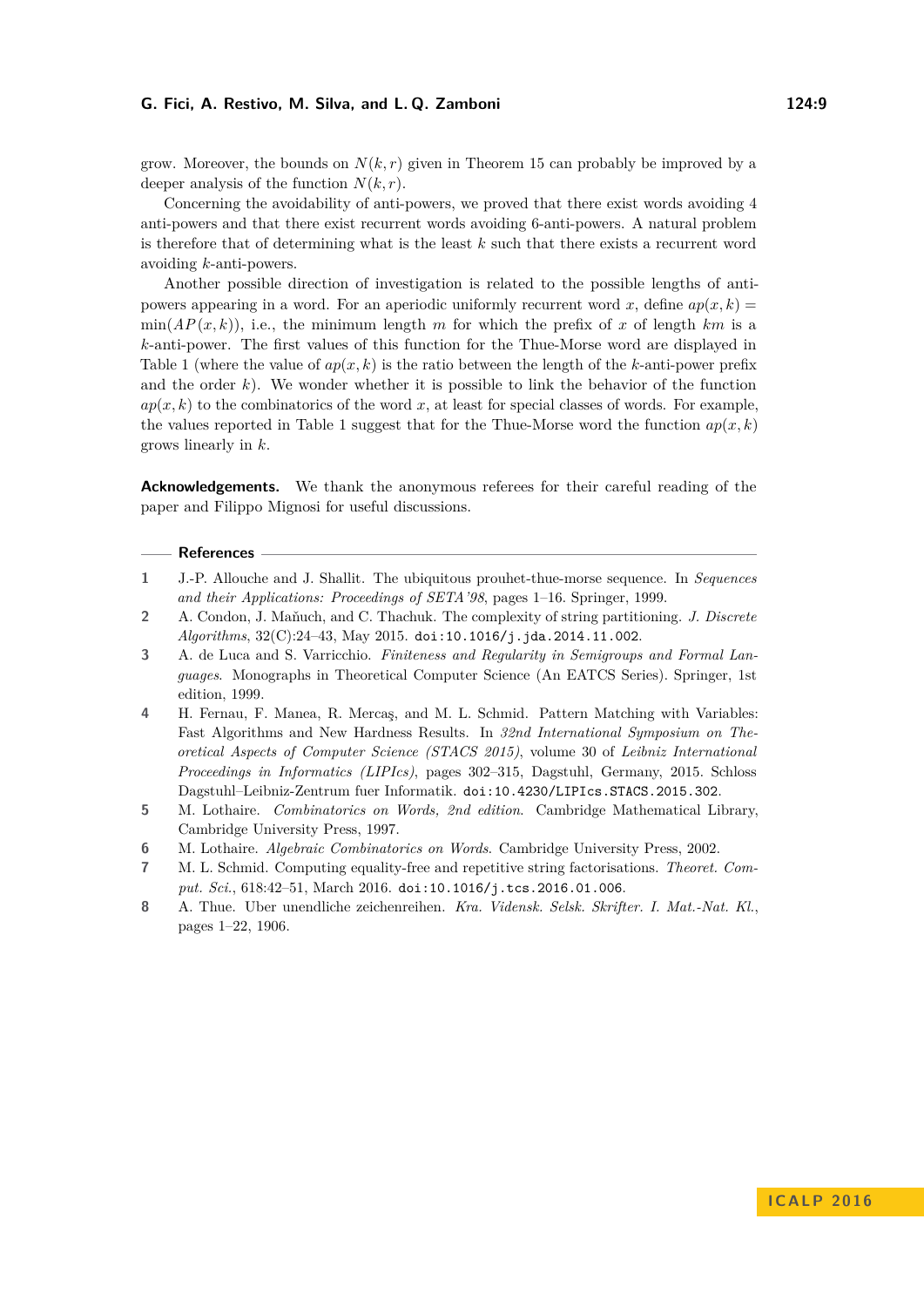grow. Moreover, the bounds on $N(k,r)$ given in Theorem 15 can probably be improved by a deeper analysis of the function $N(k,r)$.

Concerning the avoidability of anti-powers, we proved that there exist words avoiding 4 anti-powers and that there exist recurrent words avoiding 6-anti-powers. A natural problem is therefore that of determining what is the least $k$ such that there exists a recurrent word avoiding $k$-anti-powers.

Another possible direction of investigation is related to the possible lengths of anti-powers appearing in a word. For an aperiodic uniformly recurrent word $x$, define $ap(x,k) = \min(AP(x,k))$, i.e., the minimum length $m$ for which the prefix of $x$ of length $km$ is a $k$-anti-power. The first values of this function for the Thue-Morse word are displayed in Table 1 (where the value of $ap(x,k)$ is the ratio between the length of the $k$-anti-power prefix and the order $k$). We wonder whether it is possible to link the behavior of the function $ap(x,k)$ to the combinatorics of the word $x$, at least for special classes of words. For example, the values reported in Table 1 suggest that for the Thue-Morse word the function $ap(x,k)$ grows linearly in $k$.

**Acknowledgements.** We thank the anonymous referees for their careful reading of the paper and Filippo Mignosi for useful discussions.

## References

1. J.-P. Allouche and J. Shallit. The ubiquitous prouhet-thue-morse sequence. In *Sequences and their Applications: Proceedings of SETA'98*, pages 1–16. Springer, 1999.
2. A. Condon, J. Maňuch, and C. Thachuk. The complexity of string partitioning. *J. Discrete Algorithms*, 32(C):24–43, May 2015. doi:10.1016/j.jda.2014.11.002.
3. A. de Luca and S. Varricchio. *Finiteness and Regularity in Semigroups and Formal Languages*. Monographs in Theoretical Computer Science (An EATCS Series). Springer, 1st edition, 1999.
4. H. Fernau, F. Manea, R. Mercaş, and M. L. Schmid. Pattern Matching with Variables: Fast Algorithms and New Hardness Results. In *32nd International Symposium on Theoretical Aspects of Computer Science (STACS 2015)*, volume 30 of *Leibniz International Proceedings in Informatics (LIPIcs)*, pages 302–315, Dagstuhl, Germany, 2015. Schloss Dagstuhl–Leibniz-Zentrum fuer Informatik. doi:10.4230/LIPIcs.STACS.2015.302.
5. M. Lothaire. *Combinatorics on Words, 2nd edition*. Cambridge Mathematical Library, Cambridge University Press, 1997.
6. M. Lothaire. *Algebraic Combinatorics on Words*. Cambridge University Press, 2002.
7. M. L. Schmid. Computing equality-free and repetitive string factorisations. *Theoret. Comput. Sci.*, 618:42–51, March 2016. doi:10.1016/j.tcs.2016.01.006.
8. A. Thue. Uber unendliche zeichenreihen. *Kra. Vidensk. Selsk. Skrifter. I. Mat.-Nat. Kl.*, pages 1–22, 1906.